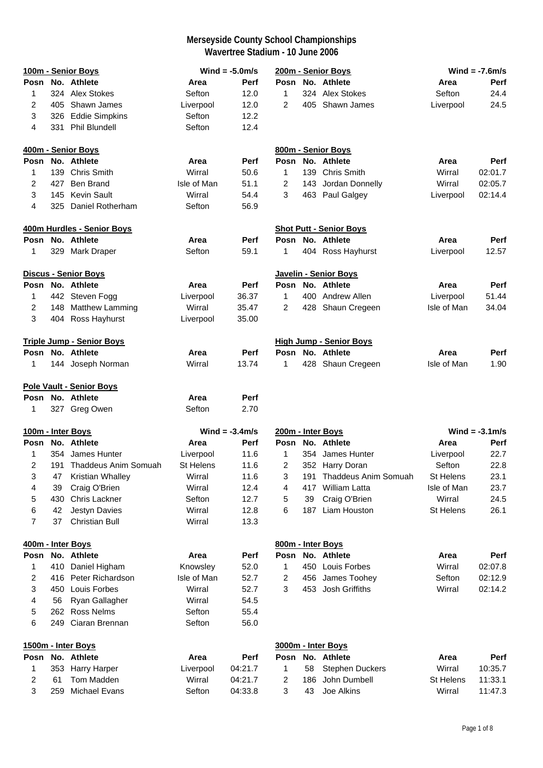# Merseyside County School Championships
## Wavertree Stadium - 10 June 2006

### 100m - Senior Boys

Wind = -5.0m/s

| Posn | No. | Athlete | Area | Perf |
|---|---|---|---|---|
| 1 | 324 | Alex Stokes | Sefton | 12.0 |
| 2 | 405 | Shawn James | Liverpool | 12.0 |
| 3 | 326 | Eddie Simpkins | Sefton | 12.2 |
| 4 | 331 | Phil Blundell | Sefton | 12.4 |

### 200m - Senior Boys

Wind = -7.6m/s

| Posn | No. | Athlete | Area | Perf |
|---|---|---|---|---|
| 1 | 324 | Alex Stokes | Sefton | 24.4 |
| 2 | 405 | Shawn James | Liverpool | 24.5 |

### 400m - Senior Boys

| Posn | No. | Athlete | Area | Perf |
|---|---|---|---|---|
| 1 | 139 | Chris Smith | Wirral | 50.6 |
| 2 | 427 | Ben Brand | Isle of Man | 51.1 |
| 3 | 145 | Kevin Sault | Wirral | 54.4 |
| 4 | 325 | Daniel Rotherham | Sefton | 56.9 |

### 800m - Senior Boys

| Posn | No. | Athlete | Area | Perf |
|---|---|---|---|---|
| 1 | 139 | Chris Smith | Wirral | 02:01.7 |
| 2 | 143 | Jordan Donnelly | Wirral | 02:05.7 |
| 3 | 463 | Paul Galgey | Liverpool | 02:14.4 |

### 400m Hurdles - Senior Boys

| Posn | No. | Athlete | Area | Perf |
|---|---|---|---|---|
| 1 | 329 | Mark Draper | Sefton | 59.1 |

### Shot Putt - Senior Boys

| Posn | No. | Athlete | Area | Perf |
|---|---|---|---|---|
| 1 | 404 | Ross Hayhurst | Liverpool | 12.57 |

### Discus - Senior Boys

| Posn | No. | Athlete | Area | Perf |
|---|---|---|---|---|
| 1 | 442 | Steven Fogg | Liverpool | 36.37 |
| 2 | 148 | Matthew Lamming | Wirral | 35.47 |
| 3 | 404 | Ross Hayhurst | Liverpool | 35.00 |

### Javelin - Senior Boys

| Posn | No. | Athlete | Area | Perf |
|---|---|---|---|---|
| 1 | 400 | Andrew Allen | Liverpool | 51.44 |
| 2 | 428 | Shaun Cregeen | Isle of Man | 34.04 |

### Triple Jump - Senior Boys

| Posn | No. | Athlete | Area | Perf |
|---|---|---|---|---|
| 1 | 144 | Joseph Norman | Wirral | 13.74 |

### High Jump - Senior Boys

| Posn | No. | Athlete | Area | Perf |
|---|---|---|---|---|
| 1 | 428 | Shaun Cregeen | Isle of Man | 1.90 |

### Pole Vault - Senior Boys

| Posn | No. | Athlete | Area | Perf |
|---|---|---|---|---|
| 1 | 327 | Greg Owen | Sefton | 2.70 |

### 100m - Inter Boys

Wind = -3.4m/s

| Posn | No. | Athlete | Area | Perf |
|---|---|---|---|---|
| 1 | 354 | James Hunter | Liverpool | 11.6 |
| 2 | 191 | Thaddeus Anim Somuah | St Helens | 11.6 |
| 3 | 47 | Kristian Whalley | Wirral | 11.6 |
| 4 | 39 | Craig O'Brien | Wirral | 12.4 |
| 5 | 430 | Chris Lackner | Sefton | 12.7 |
| 6 | 42 | Jestyn Davies | Wirral | 12.8 |
| 7 | 37 | Christian Bull | Wirral | 13.3 |

### 200m - Inter Boys

Wind = -3.1m/s

| Posn | No. | Athlete | Area | Perf |
|---|---|---|---|---|
| 1 | 354 | James Hunter | Liverpool | 22.7 |
| 2 | 352 | Harry Doran | Sefton | 22.8 |
| 3 | 191 | Thaddeus Anim Somuah | St Helens | 23.1 |
| 4 | 417 | William Latta | Isle of Man | 23.7 |
| 5 | 39 | Craig O'Brien | Wirral | 24.5 |
| 6 | 187 | Liam Houston | St Helens | 26.1 |

### 400m - Inter Boys

| Posn | No. | Athlete | Area | Perf |
|---|---|---|---|---|
| 1 | 410 | Daniel Higham | Knowsley | 52.0 |
| 2 | 416 | Peter Richardson | Isle of Man | 52.7 |
| 3 | 450 | Louis Forbes | Wirral | 52.7 |
| 4 | 56 | Ryan Gallagher | Wirral | 54.5 |
| 5 | 262 | Ross Nelms | Sefton | 55.4 |
| 6 | 249 | Ciaran Brennan | Sefton | 56.0 |

### 800m - Inter Boys

| Posn | No. | Athlete | Area | Perf |
|---|---|---|---|---|
| 1 | 450 | Louis Forbes | Wirral | 02:07.8 |
| 2 | 456 | James Toohey | Sefton | 02:12.9 |
| 3 | 453 | Josh Griffiths | Wirral | 02:14.2 |

### 1500m - Inter Boys

| Posn | No. | Athlete | Area | Perf |
|---|---|---|---|---|
| 1 | 353 | Harry Harper | Liverpool | 04:21.7 |
| 2 | 61 | Tom Madden | Wirral | 04:21.7 |
| 3 | 259 | Michael Evans | Sefton | 04:33.8 |

### 3000m - Inter Boys

| Posn | No. | Athlete | Area | Perf |
|---|---|---|---|---|
| 1 | 58 | Stephen Duckers | Wirral | 10:35.7 |
| 2 | 186 | John Dumbell | St Helens | 11:33.1 |
| 3 | 43 | Joe Alkins | Wirral | 11:47.3 |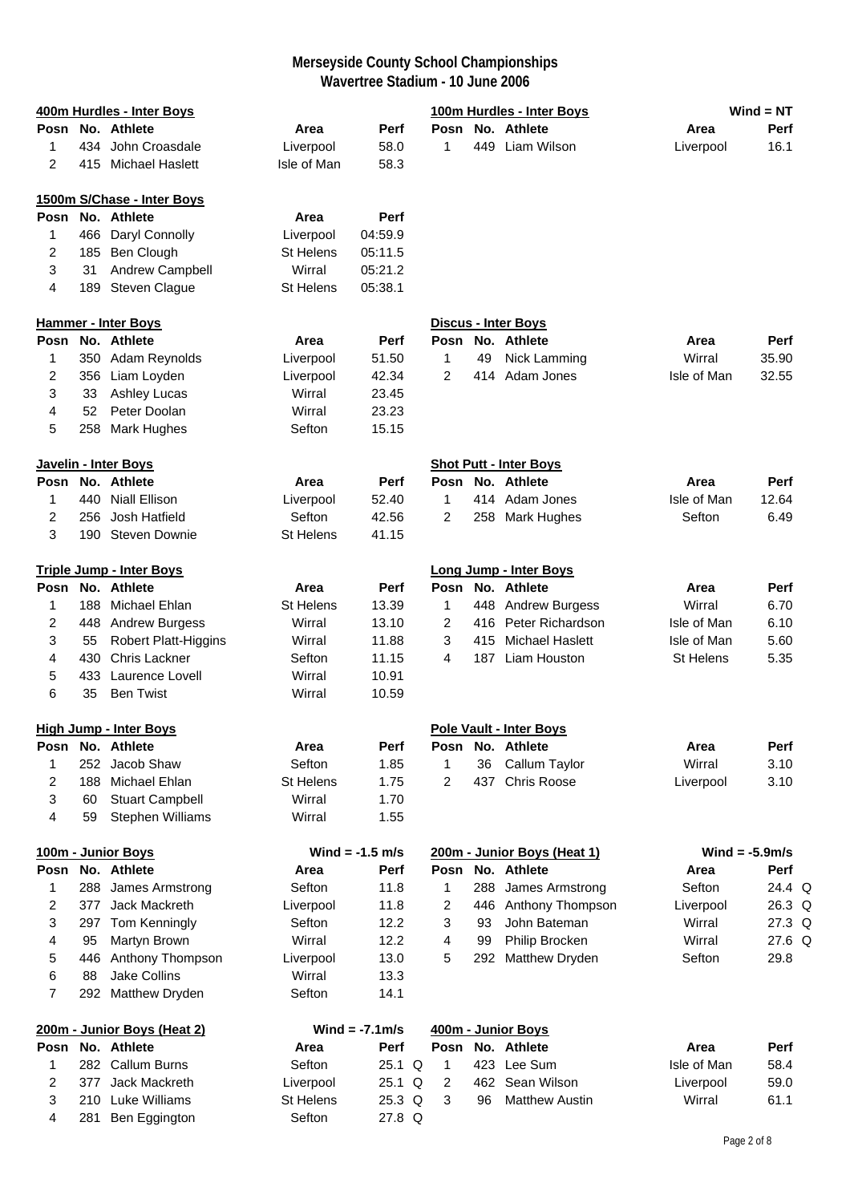# Merseyside County School Championships
## Wavertree Stadium - 10 June 2006

### 400m Hurdles - Inter Boys

| Posn | No. | Athlete | Area | Perf |
|---|---|---|---|---|
| 1 | 434 | John Croasdale | Liverpool | 58.0 |
| 2 | 415 | Michael Haslett | Isle of Man | 58.3 |

### 100m Hurdles - Inter Boys

Wind = NT

| Posn | No. | Athlete | Area | Perf |
|---|---|---|---|---|
| 1 | 449 | Liam Wilson | Liverpool | 16.1 |

### 1500m S/Chase - Inter Boys

| Posn | No. | Athlete | Area | Perf |
|---|---|---|---|---|
| 1 | 466 | Daryl Connolly | Liverpool | 04:59.9 |
| 2 | 185 | Ben Clough | St Helens | 05:11.5 |
| 3 | 31 | Andrew Campbell | Wirral | 05:21.2 |
| 4 | 189 | Steven Clague | St Helens | 05:38.1 |

### Hammer - Inter Boys

| Posn | No. | Athlete | Area | Perf |
|---|---|---|---|---|
| 1 | 350 | Adam Reynolds | Liverpool | 51.50 |
| 2 | 356 | Liam Loyden | Liverpool | 42.34 |
| 3 | 33 | Ashley Lucas | Wirral | 23.45 |
| 4 | 52 | Peter Doolan | Wirral | 23.23 |
| 5 | 258 | Mark Hughes | Sefton | 15.15 |

### Discus - Inter Boys

| Posn | No. | Athlete | Area | Perf |
|---|---|---|---|---|
| 1 | 49 | Nick Lamming | Wirral | 35.90 |
| 2 | 414 | Adam Jones | Isle of Man | 32.55 |

### Javelin - Inter Boys

| Posn | No. | Athlete | Area | Perf |
|---|---|---|---|---|
| 1 | 440 | Niall Ellison | Liverpool | 52.40 |
| 2 | 256 | Josh Hatfield | Sefton | 42.56 |
| 3 | 190 | Steven Downie | St Helens | 41.15 |

### Shot Putt - Inter Boys

| Posn | No. | Athlete | Area | Perf |
|---|---|---|---|---|
| 1 | 414 | Adam Jones | Isle of Man | 12.64 |
| 2 | 258 | Mark Hughes | Sefton | 6.49 |

### Triple Jump - Inter Boys

| Posn | No. | Athlete | Area | Perf |
|---|---|---|---|---|
| 1 | 188 | Michael Ehlan | St Helens | 13.39 |
| 2 | 448 | Andrew Burgess | Wirral | 13.10 |
| 3 | 55 | Robert Platt-Higgins | Wirral | 11.88 |
| 4 | 430 | Chris Lackner | Sefton | 11.15 |
| 5 | 433 | Laurence Lovell | Wirral | 10.91 |
| 6 | 35 | Ben Twist | Wirral | 10.59 |

### Long Jump - Inter Boys

| Posn | No. | Athlete | Area | Perf |
|---|---|---|---|---|
| 1 | 448 | Andrew Burgess | Wirral | 6.70 |
| 2 | 416 | Peter Richardson | Isle of Man | 6.10 |
| 3 | 415 | Michael Haslett | Isle of Man | 5.60 |
| 4 | 187 | Liam Houston | St Helens | 5.35 |

### High Jump - Inter Boys

| Posn | No. | Athlete | Area | Perf |
|---|---|---|---|---|
| 1 | 252 | Jacob Shaw | Sefton | 1.85 |
| 2 | 188 | Michael Ehlan | St Helens | 1.75 |
| 3 | 60 | Stuart Campbell | Wirral | 1.70 |
| 4 | 59 | Stephen Williams | Wirral | 1.55 |

### Pole Vault - Inter Boys

| Posn | No. | Athlete | Area | Perf |
|---|---|---|---|---|
| 1 | 36 | Callum Taylor | Wirral | 3.10 |
| 2 | 437 | Chris Roose | Liverpool | 3.10 |

### 100m - Junior Boys

Wind = -1.5 m/s

| Posn | No. | Athlete | Area | Perf |
|---|---|---|---|---|
| 1 | 288 | James Armstrong | Sefton | 11.8 |
| 2 | 377 | Jack Mackreth | Liverpool | 11.8 |
| 3 | 297 | Tom Kenningly | Sefton | 12.2 |
| 4 | 95 | Martyn Brown | Wirral | 12.2 |
| 5 | 446 | Anthony Thompson | Liverpool | 13.0 |
| 6 | 88 | Jake Collins | Wirral | 13.3 |
| 7 | 292 | Matthew Dryden | Sefton | 14.1 |

### 200m - Junior Boys (Heat 1)

Wind = -5.9m/s

| Posn | No. | Athlete | Area | Perf | |
|---|---|---|---|---|---|
| 1 | 288 | James Armstrong | Sefton | 24.4 | Q |
| 2 | 446 | Anthony Thompson | Liverpool | 26.3 | Q |
| 3 | 93 | John Bateman | Wirral | 27.3 | Q |
| 4 | 99 | Philip Brocken | Wirral | 27.6 | Q |
| 5 | 292 | Matthew Dryden | Sefton | 29.8 | |

### 200m - Junior Boys (Heat 2)

Wind = -7.1m/s

| Posn | No. | Athlete | Area | Perf | |
|---|---|---|---|---|---|
| 1 | 282 | Callum Burns | Sefton | 25.1 | Q |
| 2 | 377 | Jack Mackreth | Liverpool | 25.1 | Q |
| 3 | 210 | Luke Williams | St Helens | 25.3 | Q |
| 4 | 281 | Ben Eggington | Sefton | 27.8 | Q |

### 400m - Junior Boys

| Posn | No. | Athlete | Area | Perf |
|---|---|---|---|---|
| 1 | 423 | Lee Sum | Isle of Man | 58.4 |
| 2 | 462 | Sean Wilson | Liverpool | 59.0 |
| 3 | 96 | Matthew Austin | Wirral | 61.1 |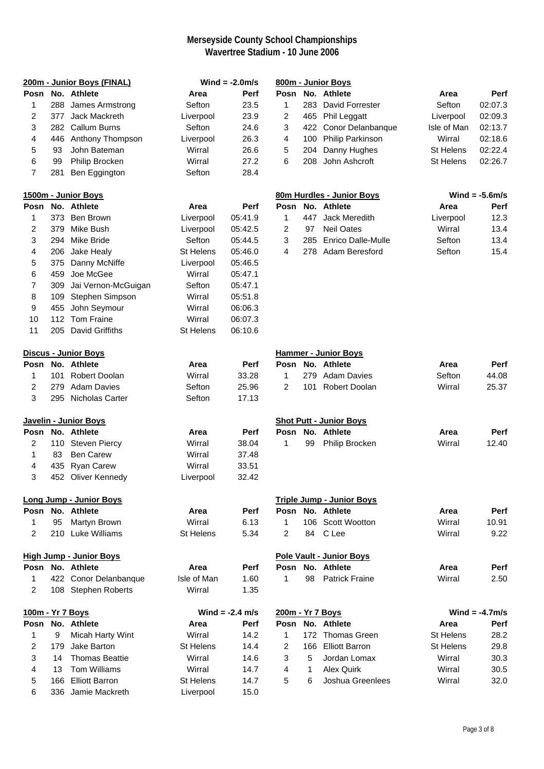# Merseyside County School Championships
## Wavertree Stadium - 10 June 2006

**200m - Junior Boys (FINAL)** Wind = -2.0m/s

| Posn | No. | Athlete | Area | Perf |
|---|---|---|---|---|
| 1 | 288 | James Armstrong | Sefton | 23.5 |
| 2 | 377 | Jack Mackreth | Liverpool | 23.9 |
| 3 | 282 | Callum Burns | Sefton | 24.6 |
| 4 | 446 | Anthony Thompson | Liverpool | 26.3 |
| 5 | 93 | John Bateman | Wirral | 26.6 |
| 6 | 99 | Philip Brocken | Wirral | 27.2 |
| 7 | 281 | Ben Eggington | Sefton | 28.4 |

**800m - Junior Boys**

| Posn | No. | Athlete | Area | Perf |
|---|---|---|---|---|
| 1 | 283 | David Forrester | Sefton | 02:07.3 |
| 2 | 465 | Phil Leggatt | Liverpool | 02:09.3 |
| 3 | 422 | Conor Delanbanque | Isle of Man | 02:13.7 |
| 4 | 100 | Philip Parkinson | Wirral | 02:18.6 |
| 5 | 204 | Danny Hughes | St Helens | 02:22.4 |
| 6 | 208 | John Ashcroft | St Helens | 02:26.7 |

**1500m - Junior Boys**

| Posn | No. | Athlete | Area | Perf |
|---|---|---|---|---|
| 1 | 373 | Ben Brown | Liverpool | 05:41.9 |
| 2 | 379 | Mike Bush | Liverpool | 05:42.5 |
| 3 | 294 | Mike Bride | Sefton | 05:44.5 |
| 4 | 206 | Jake Healy | St Helens | 05:46.0 |
| 5 | 375 | Danny McNiffe | Liverpool | 05:46.5 |
| 6 | 459 | Joe McGee | Wirral | 05:47.1 |
| 7 | 309 | Jai Vernon-McGuigan | Sefton | 05:47.1 |
| 8 | 109 | Stephen Simpson | Wirral | 05:51.8 |
| 9 | 455 | John Seymour | Wirral | 06:06.3 |
| 10 | 112 | Tom Fraine | Wirral | 06:07.3 |
| 11 | 205 | David Griffiths | St Helens | 06:10.6 |

**80m Hurdles - Junior Boys** Wind = -5.6m/s

| Posn | No. | Athlete | Area | Perf |
|---|---|---|---|---|
| 1 | 447 | Jack Meredith | Liverpool | 12.3 |
| 2 | 97 | Neil Oates | Wirral | 13.4 |
| 3 | 285 | Enrico Dalle-Mulle | Sefton | 13.4 |
| 4 | 278 | Adam Beresford | Sefton | 15.4 |

**Discus - Junior Boys**

| Posn | No. | Athlete | Area | Perf |
|---|---|---|---|---|
| 1 | 101 | Robert Doolan | Wirral | 33.28 |
| 2 | 279 | Adam Davies | Sefton | 25.96 |
| 3 | 295 | Nicholas Carter | Sefton | 17.13 |

**Hammer - Junior Boys**

| Posn | No. | Athlete | Area | Perf |
|---|---|---|---|---|
| 1 | 279 | Adam Davies | Sefton | 44.08 |
| 2 | 101 | Robert Doolan | Wirral | 25.37 |

**Javelin - Junior Boys**

| Posn | No. | Athlete | Area | Perf |
|---|---|---|---|---|
| 2 | 110 | Steven Piercy | Wirral | 38.04 |
| 1 | 83 | Ben Carew | Wirral | 37.48 |
| 4 | 435 | Ryan Carew | Wirral | 33.51 |
| 3 | 452 | Oliver Kennedy | Liverpool | 32.42 |

**Shot Putt - Junior Boys**

| Posn | No. | Athlete | Area | Perf |
|---|---|---|---|---|
| 1 | 99 | Philip Brocken | Wirral | 12.40 |

**Long Jump - Junior Boys**

| Posn | No. | Athlete | Area | Perf |
|---|---|---|---|---|
| 1 | 95 | Martyn Brown | Wirral | 6.13 |
| 2 | 210 | Luke Williams | St Helens | 5.34 |

**Triple Jump - Junior Boys**

| Posn | No. | Athlete | Area | Perf |
|---|---|---|---|---|
| 1 | 106 | Scott Wootton | Wirral | 10.91 |
| 2 | 84 | C Lee | Wirral | 9.22 |

**High Jump - Junior Boys**

| Posn | No. | Athlete | Area | Perf |
|---|---|---|---|---|
| 1 | 422 | Conor Delanbanque | Isle of Man | 1.60 |
| 2 | 108 | Stephen Roberts | Wirral | 1.35 |

**Pole Vault - Junior Boys**

| Posn | No. | Athlete | Area | Perf |
|---|---|---|---|---|
| 1 | 98 | Patrick Fraine | Wirral | 2.50 |

**100m - Yr 7 Boys** Wind = -2.4 m/s

| Posn | No. | Athlete | Area | Perf |
|---|---|---|---|---|
| 1 | 9 | Micah Harty Wint | Wirral | 14.2 |
| 2 | 179 | Jake Barton | St Helens | 14.4 |
| 3 | 14 | Thomas Beattie | Wirral | 14.6 |
| 4 | 13 | Tom Williams | Wirral | 14.7 |
| 5 | 166 | Elliott Barron | St Helens | 14.7 |
| 6 | 336 | Jamie Mackreth | Liverpool | 15.0 |

**200m - Yr 7 Boys** Wind = -4.7m/s

| Posn | No. | Athlete | Area | Perf |
|---|---|---|---|---|
| 1 | 172 | Thomas Green | St Helens | 28.2 |
| 2 | 166 | Elliott Barron | St Helens | 29.8 |
| 3 | 5 | Jordan Lomax | Wirral | 30.3 |
| 4 | 1 | Alex Quirk | Wirral | 30.5 |
| 5 | 6 | Joshua Greenlees | Wirral | 32.0 |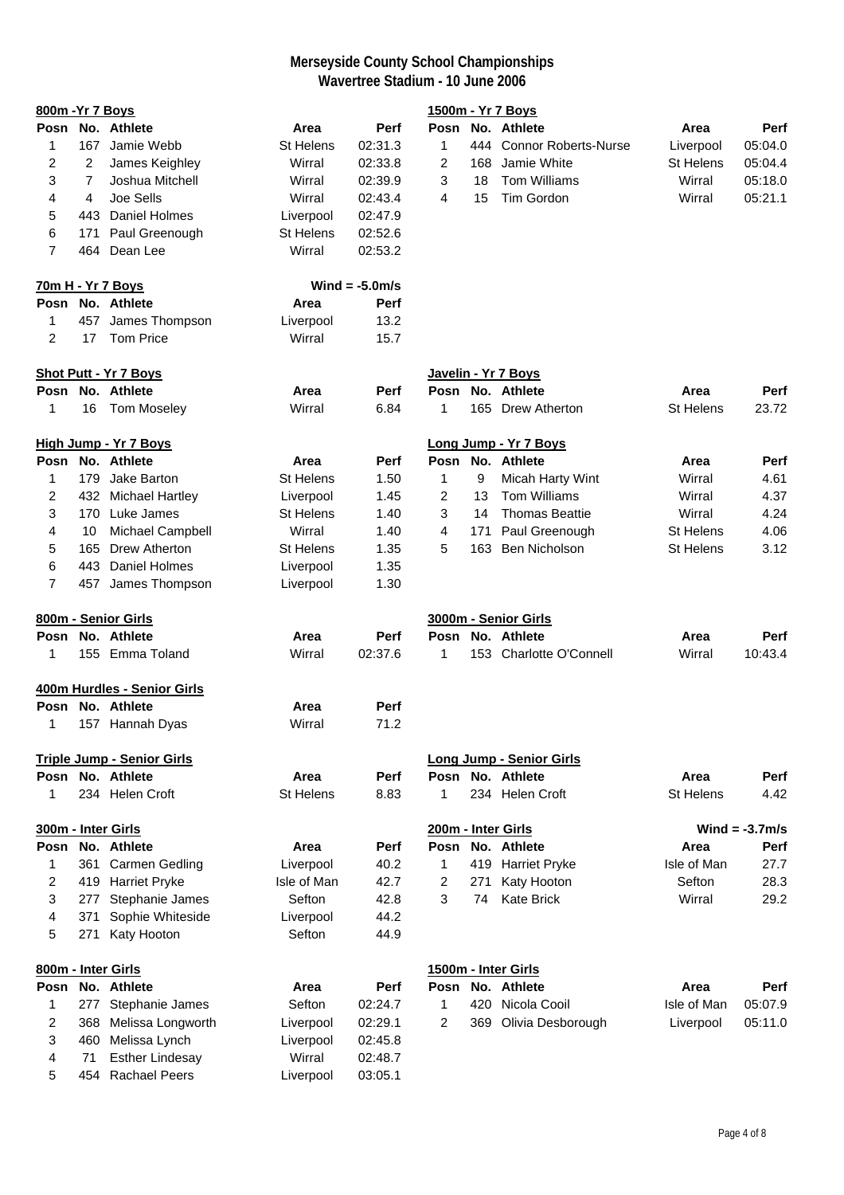# Merseyside County School Championships
## Wavertree Stadium - 10 June 2006

### 800m -Yr 7 Boys

| Posn | No. | Athlete | Area | Perf |
|---|---|---|---|---|
| 1 | 167 | Jamie Webb | St Helens | 02:31.3 |
| 2 | 2 | James Keighley | Wirral | 02:33.8 |
| 3 | 7 | Joshua Mitchell | Wirral | 02:39.9 |
| 4 | 4 | Joe Sells | Wirral | 02:43.4 |
| 5 | 443 | Daniel Holmes | Liverpool | 02:47.9 |
| 6 | 171 | Paul Greenough | St Helens | 02:52.6 |
| 7 | 464 | Dean Lee | Wirral | 02:53.2 |

### 1500m - Yr 7 Boys

| Posn | No. | Athlete | Area | Perf |
|---|---|---|---|---|
| 1 | 444 | Connor Roberts-Nurse | Liverpool | 05:04.0 |
| 2 | 168 | Jamie White | St Helens | 05:04.4 |
| 3 | 18 | Tom Williams | Wirral | 05:18.0 |
| 4 | 15 | Tim Gordon | Wirral | 05:21.1 |

### 70m H - Yr 7 Boys

Wind = -5.0m/s

| Posn | No. | Athlete | Area | Perf |
|---|---|---|---|---|
| 1 | 457 | James Thompson | Liverpool | 13.2 |
| 2 | 17 | Tom Price | Wirral | 15.7 |

### Shot Putt - Yr 7 Boys

| Posn | No. | Athlete | Area | Perf |
|---|---|---|---|---|
| 1 | 16 | Tom Moseley | Wirral | 6.84 |

### Javelin - Yr 7 Boys

| Posn | No. | Athlete | Area | Perf |
|---|---|---|---|---|
| 1 | 165 | Drew Atherton | St Helens | 23.72 |

### High Jump - Yr 7 Boys

| Posn | No. | Athlete | Area | Perf |
|---|---|---|---|---|
| 1 | 179 | Jake Barton | St Helens | 1.50 |
| 2 | 432 | Michael Hartley | Liverpool | 1.45 |
| 3 | 170 | Luke James | St Helens | 1.40 |
| 4 | 10 | Michael Campbell | Wirral | 1.40 |
| 5 | 165 | Drew Atherton | St Helens | 1.35 |
| 6 | 443 | Daniel Holmes | Liverpool | 1.35 |
| 7 | 457 | James Thompson | Liverpool | 1.30 |

### Long Jump - Yr 7 Boys

| Posn | No. | Athlete | Area | Perf |
|---|---|---|---|---|
| 1 | 9 | Micah Harty Wint | Wirral | 4.61 |
| 2 | 13 | Tom Williams | Wirral | 4.37 |
| 3 | 14 | Thomas Beattie | Wirral | 4.24 |
| 4 | 171 | Paul Greenough | St Helens | 4.06 |
| 5 | 163 | Ben Nicholson | St Helens | 3.12 |

### 800m - Senior Girls

| Posn | No. | Athlete | Area | Perf |
|---|---|---|---|---|
| 1 | 155 | Emma Toland | Wirral | 02:37.6 |

### 3000m - Senior Girls

| Posn | No. | Athlete | Area | Perf |
|---|---|---|---|---|
| 1 | 153 | Charlotte O'Connell | Wirral | 10:43.4 |

### 400m Hurdles - Senior Girls

| Posn | No. | Athlete | Area | Perf |
|---|---|---|---|---|
| 1 | 157 | Hannah Dyas | Wirral | 71.2 |

### Triple Jump - Senior Girls

| Posn | No. | Athlete | Area | Perf |
|---|---|---|---|---|
| 1 | 234 | Helen Croft | St Helens | 8.83 |

### Long Jump - Senior Girls

| Posn | No. | Athlete | Area | Perf |
|---|---|---|---|---|
| 1 | 234 | Helen Croft | St Helens | 4.42 |

### 300m - Inter Girls

| Posn | No. | Athlete | Area | Perf |
|---|---|---|---|---|
| 1 | 361 | Carmen Gedling | Liverpool | 40.2 |
| 2 | 419 | Harriet Pryke | Isle of Man | 42.7 |
| 3 | 277 | Stephanie James | Sefton | 42.8 |
| 4 | 371 | Sophie Whiteside | Liverpool | 44.2 |
| 5 | 271 | Katy Hooton | Sefton | 44.9 |

### 200m - Inter Girls

Wind = -3.7m/s

| Posn | No. | Athlete | Area | Perf |
|---|---|---|---|---|
| 1 | 419 | Harriet Pryke | Isle of Man | 27.7 |
| 2 | 271 | Katy Hooton | Sefton | 28.3 |
| 3 | 74 | Kate Brick | Wirral | 29.2 |

### 800m - Inter Girls

| Posn | No. | Athlete | Area | Perf |
|---|---|---|---|---|
| 1 | 277 | Stephanie James | Sefton | 02:24.7 |
| 2 | 368 | Melissa Longworth | Liverpool | 02:29.1 |
| 3 | 460 | Melissa Lynch | Liverpool | 02:45.8 |
| 4 | 71 | Esther Lindesay | Wirral | 02:48.7 |
| 5 | 454 | Rachael Peers | Liverpool | 03:05.1 |

### 1500m - Inter Girls

| Posn | No. | Athlete | Area | Perf |
|---|---|---|---|---|
| 1 | 420 | Nicola Cooil | Isle of Man | 05:07.9 |
| 2 | 369 | Olivia Desborough | Liverpool | 05:11.0 |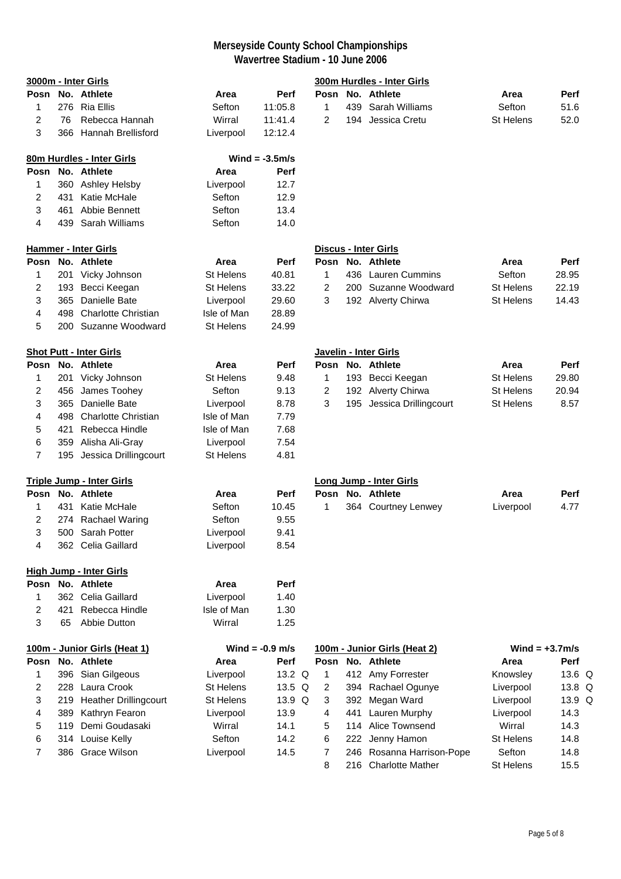# Merseyside County School Championships
## Wavertree Stadium - 10 June 2006

### 3000m - Inter Girls

| Posn | No. | Athlete | Area | Perf |
|---|---|---|---|---|
| 1 | 276 | Ria Ellis | Sefton | 11:05.8 |
| 2 | 76 | Rebecca Hannah | Wirral | 11:41.4 |
| 3 | 366 | Hannah Brellisford | Liverpool | 12:12.4 |

### 300m Hurdles - Inter Girls

| Posn | No. | Athlete | Area | Perf |
|---|---|---|---|---|
| 1 | 439 | Sarah Williams | Sefton | 51.6 |
| 2 | 194 | Jessica Cretu | St Helens | 52.0 |

### 80m Hurdles - Inter Girls

Wind = -3.5m/s

| Posn | No. | Athlete | Area | Perf |
|---|---|---|---|---|
| 1 | 360 | Ashley Helsby | Liverpool | 12.7 |
| 2 | 431 | Katie McHale | Sefton | 12.9 |
| 3 | 461 | Abbie Bennett | Sefton | 13.4 |
| 4 | 439 | Sarah Williams | Sefton | 14.0 |

### Hammer - Inter Girls

| Posn | No. | Athlete | Area | Perf |
|---|---|---|---|---|
| 1 | 201 | Vicky Johnson | St Helens | 40.81 |
| 2 | 193 | Becci Keegan | St Helens | 33.22 |
| 3 | 365 | Danielle Bate | Liverpool | 29.60 |
| 4 | 498 | Charlotte Christian | Isle of Man | 28.89 |
| 5 | 200 | Suzanne Woodward | St Helens | 24.99 |

### Discus - Inter Girls

| Posn | No. | Athlete | Area | Perf |
|---|---|---|---|---|
| 1 | 436 | Lauren Cummins | Sefton | 28.95 |
| 2 | 200 | Suzanne Woodward | St Helens | 22.19 |
| 3 | 192 | Alverty Chirwa | St Helens | 14.43 |

### Shot Putt - Inter Girls

| Posn | No. | Athlete | Area | Perf |
|---|---|---|---|---|
| 1 | 201 | Vicky Johnson | St Helens | 9.48 |
| 2 | 456 | James Toohey | Sefton | 9.13 |
| 3 | 365 | Danielle Bate | Liverpool | 8.78 |
| 4 | 498 | Charlotte Christian | Isle of Man | 7.79 |
| 5 | 421 | Rebecca Hindle | Isle of Man | 7.68 |
| 6 | 359 | Alisha Ali-Gray | Liverpool | 7.54 |
| 7 | 195 | Jessica Drillingcourt | St Helens | 4.81 |

### Javelin - Inter Girls

| Posn | No. | Athlete | Area | Perf |
|---|---|---|---|---|
| 1 | 193 | Becci Keegan | St Helens | 29.80 |
| 2 | 192 | Alverty Chirwa | St Helens | 20.94 |
| 3 | 195 | Jessica Drillingcourt | St Helens | 8.57 |

### Triple Jump - Inter Girls

| Posn | No. | Athlete | Area | Perf |
|---|---|---|---|---|
| 1 | 431 | Katie McHale | Sefton | 10.45 |
| 2 | 274 | Rachael Waring | Sefton | 9.55 |
| 3 | 500 | Sarah Potter | Liverpool | 9.41 |
| 4 | 362 | Celia Gaillard | Liverpool | 8.54 |

### Long Jump - Inter Girls

| Posn | No. | Athlete | Area | Perf |
|---|---|---|---|---|
| 1 | 364 | Courtney Lenwey | Liverpool | 4.77 |

### High Jump - Inter Girls

| Posn | No. | Athlete | Area | Perf |
|---|---|---|---|---|
| 1 | 362 | Celia Gaillard | Liverpool | 1.40 |
| 2 | 421 | Rebecca Hindle | Isle of Man | 1.30 |
| 3 | 65 | Abbie Dutton | Wirral | 1.25 |

### 100m - Junior Girls (Heat 1)

Wind = -0.9 m/s

| Posn | No. | Athlete | Area | Perf | |
|---|---|---|---|---|---|
| 1 | 396 | Sian Gilgeous | Liverpool | 13.2 | Q |
| 2 | 228 | Laura Crook | St Helens | 13.5 | Q |
| 3 | 219 | Heather Drillingcourt | St Helens | 13.9 | Q |
| 4 | 389 | Kathryn Fearon | Liverpool | 13.9 | |
| 5 | 119 | Demi Goudasaki | Wirral | 14.1 | |
| 6 | 314 | Louise Kelly | Sefton | 14.2 | |
| 7 | 386 | Grace Wilson | Liverpool | 14.5 | |

### 100m - Junior Girls (Heat 2)

Wind = +3.7m/s

| Posn | No. | Athlete | Area | Perf | |
|---|---|---|---|---|---|
| 1 | 412 | Amy Forrester | Knowsley | 13.6 | Q |
| 2 | 394 | Rachael Ogunye | Liverpool | 13.8 | Q |
| 3 | 392 | Megan Ward | Liverpool | 13.9 | Q |
| 4 | 441 | Lauren Murphy | Liverpool | 14.3 | |
| 5 | 114 | Alice Townsend | Wirral | 14.3 | |
| 6 | 222 | Jenny Hamon | St Helens | 14.8 | |
| 7 | 246 | Rosanna Harrison-Pope | Sefton | 14.8 | |
| 8 | 216 | Charlotte Mather | St Helens | 15.5 | |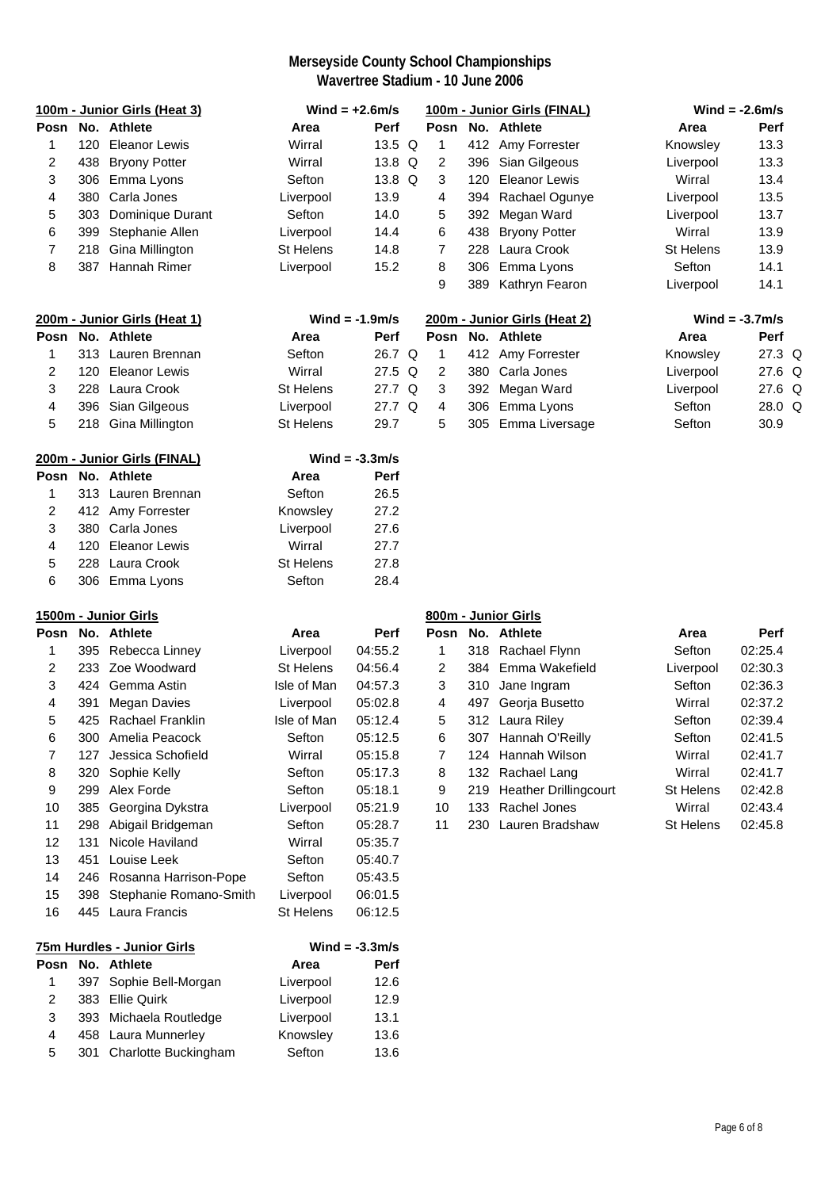# Merseyside County School Championships
## Wavertree Stadium - 10 June 2006

### 100m - Junior Girls (Heat 3)

Wind = +2.6m/s

| Posn | No. | Athlete | Area | Perf | |
|---|---|---|---|---|---|
| 1 | 120 | Eleanor Lewis | Wirral | 13.5 | Q |
| 2 | 438 | Bryony Potter | Wirral | 13.8 | Q |
| 3 | 306 | Emma Lyons | Sefton | 13.8 | Q |
| 4 | 380 | Carla Jones | Liverpool | 13.9 | |
| 5 | 303 | Dominique Durant | Sefton | 14.0 | |
| 6 | 399 | Stephanie Allen | Liverpool | 14.4 | |
| 7 | 218 | Gina Millington | St Helens | 14.8 | |
| 8 | 387 | Hannah Rimer | Liverpool | 15.2 | |

### 100m - Junior Girls (FINAL)

Wind = -2.6m/s

| Posn | No. | Athlete | Area | Perf |
|---|---|---|---|---|
| 1 | 412 | Amy Forrester | Knowsley | 13.3 |
| 2 | 396 | Sian Gilgeous | Liverpool | 13.3 |
| 3 | 120 | Eleanor Lewis | Wirral | 13.4 |
| 4 | 394 | Rachael Ogunye | Liverpool | 13.5 |
| 5 | 392 | Megan Ward | Liverpool | 13.7 |
| 6 | 438 | Bryony Potter | Wirral | 13.9 |
| 7 | 228 | Laura Crook | St Helens | 13.9 |
| 8 | 306 | Emma Lyons | Sefton | 14.1 |
| 9 | 389 | Kathryn Fearon | Liverpool | 14.1 |

### 200m - Junior Girls (Heat 1)

Wind = -1.9m/s

| Posn | No. | Athlete | Area | Perf | |
|---|---|---|---|---|---|
| 1 | 313 | Lauren Brennan | Sefton | 26.7 | Q |
| 2 | 120 | Eleanor Lewis | Wirral | 27.5 | Q |
| 3 | 228 | Laura Crook | St Helens | 27.7 | Q |
| 4 | 396 | Sian Gilgeous | Liverpool | 27.7 | Q |
| 5 | 218 | Gina Millington | St Helens | 29.7 | |

### 200m - Junior Girls (Heat 2)

Wind = -3.7m/s

| Posn | No. | Athlete | Area | Perf | |
|---|---|---|---|---|---|
| 1 | 412 | Amy Forrester | Knowsley | 27.3 | Q |
| 2 | 380 | Carla Jones | Liverpool | 27.6 | Q |
| 3 | 392 | Megan Ward | Liverpool | 27.6 | Q |
| 4 | 306 | Emma Lyons | Sefton | 28.0 | Q |
| 5 | 305 | Emma Liversage | Sefton | 30.9 | |

### 200m - Junior Girls (FINAL)

Wind = -3.3m/s

| Posn | No. | Athlete | Area | Perf |
|---|---|---|---|---|
| 1 | 313 | Lauren Brennan | Sefton | 26.5 |
| 2 | 412 | Amy Forrester | Knowsley | 27.2 |
| 3 | 380 | Carla Jones | Liverpool | 27.6 |
| 4 | 120 | Eleanor Lewis | Wirral | 27.7 |
| 5 | 228 | Laura Crook | St Helens | 27.8 |
| 6 | 306 | Emma Lyons | Sefton | 28.4 |

### 1500m - Junior Girls

| Posn | No. | Athlete | Area | Perf |
|---|---|---|---|---|
| 1 | 395 | Rebecca Linney | Liverpool | 04:55.2 |
| 2 | 233 | Zoe Woodward | St Helens | 04:56.4 |
| 3 | 424 | Gemma Astin | Isle of Man | 04:57.3 |
| 4 | 391 | Megan Davies | Liverpool | 05:02.8 |
| 5 | 425 | Rachael Franklin | Isle of Man | 05:12.4 |
| 6 | 300 | Amelia Peacock | Sefton | 05:12.5 |
| 7 | 127 | Jessica Schofield | Wirral | 05:15.8 |
| 8 | 320 | Sophie Kelly | Sefton | 05:17.3 |
| 9 | 299 | Alex Forde | Sefton | 05:18.1 |
| 10 | 385 | Georgina Dykstra | Liverpool | 05:21.9 |
| 11 | 298 | Abigail Bridgeman | Sefton | 05:28.7 |
| 12 | 131 | Nicole Haviland | Wirral | 05:35.7 |
| 13 | 451 | Louise Leek | Sefton | 05:40.7 |
| 14 | 246 | Rosanna Harrison-Pope | Sefton | 05:43.5 |
| 15 | 398 | Stephanie Romano-Smith | Liverpool | 06:01.5 |
| 16 | 445 | Laura Francis | St Helens | 06:12.5 |

### 800m - Junior Girls

| Posn | No. | Athlete | Area | Perf |
|---|---|---|---|---|
| 1 | 318 | Rachael Flynn | Sefton | 02:25.4 |
| 2 | 384 | Emma Wakefield | Liverpool | 02:30.3 |
| 3 | 310 | Jane Ingram | Sefton | 02:36.3 |
| 4 | 497 | Georja Busetto | Wirral | 02:37.2 |
| 5 | 312 | Laura Riley | Sefton | 02:39.4 |
| 6 | 307 | Hannah O'Reilly | Sefton | 02:41.5 |
| 7 | 124 | Hannah Wilson | Wirral | 02:41.7 |
| 8 | 132 | Rachael Lang | Wirral | 02:41.7 |
| 9 | 219 | Heather Drillingcourt | St Helens | 02:42.8 |
| 10 | 133 | Rachel Jones | Wirral | 02:43.4 |
| 11 | 230 | Lauren Bradshaw | St Helens | 02:45.8 |

### 75m Hurdles - Junior Girls

Wind = -3.3m/s

| Posn | No. | Athlete | Area | Perf |
|---|---|---|---|---|
| 1 | 397 | Sophie Bell-Morgan | Liverpool | 12.6 |
| 2 | 383 | Ellie Quirk | Liverpool | 12.9 |
| 3 | 393 | Michaela Routledge | Liverpool | 13.1 |
| 4 | 458 | Laura Munnerley | Knowsley | 13.6 |
| 5 | 301 | Charlotte Buckingham | Sefton | 13.6 |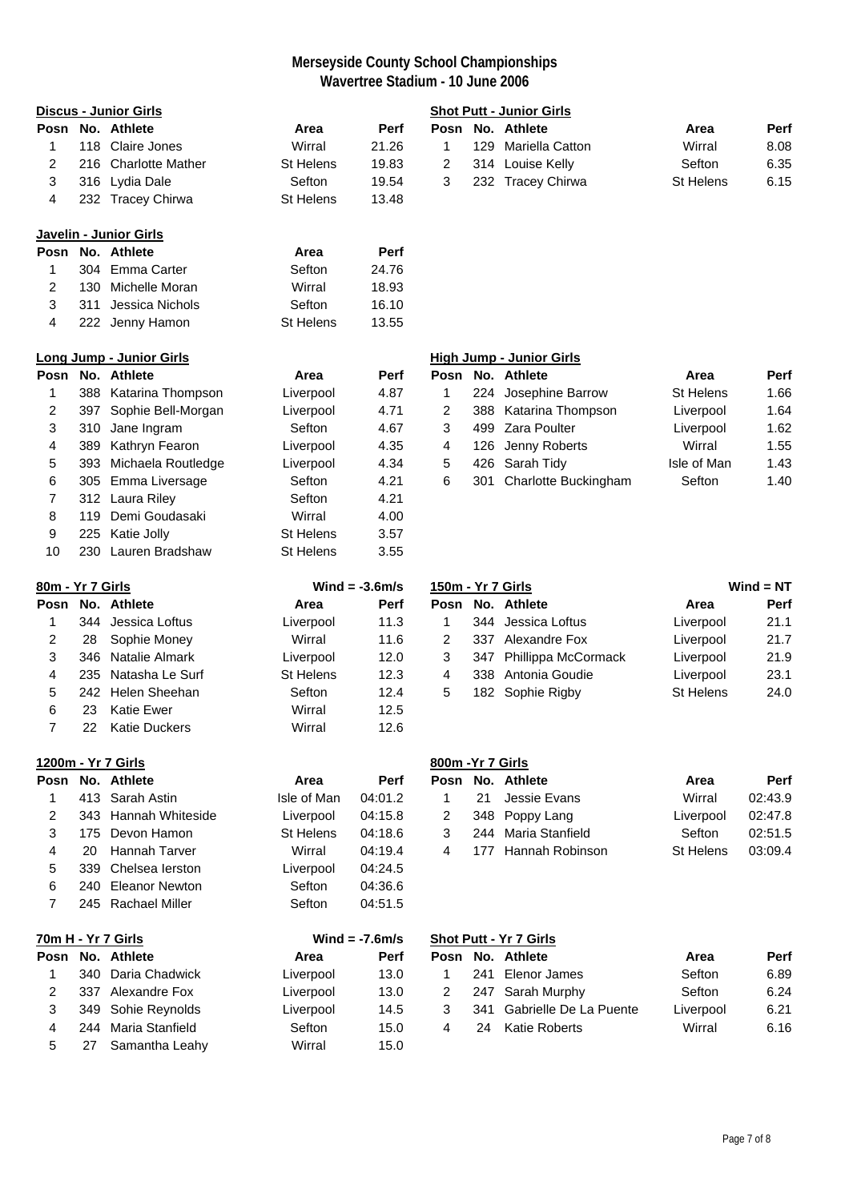# Merseyside County School Championships
## Wavertree Stadium - 10 June 2006

### Discus - Junior Girls

| Posn | No. | Athlete | Area | Perf |
|---|---|---|---|---|
| 1 | 118 | Claire Jones | Wirral | 21.26 |
| 2 | 216 | Charlotte Mather | St Helens | 19.83 |
| 3 | 316 | Lydia Dale | Sefton | 19.54 |
| 4 | 232 | Tracey Chirwa | St Helens | 13.48 |

### Shot Putt - Junior Girls

| Posn | No. | Athlete | Area | Perf |
|---|---|---|---|---|
| 1 | 129 | Mariella Catton | Wirral | 8.08 |
| 2 | 314 | Louise Kelly | Sefton | 6.35 |
| 3 | 232 | Tracey Chirwa | St Helens | 6.15 |

### Javelin - Junior Girls

| Posn | No. | Athlete | Area | Perf |
|---|---|---|---|---|
| 1 | 304 | Emma Carter | Sefton | 24.76 |
| 2 | 130 | Michelle Moran | Wirral | 18.93 |
| 3 | 311 | Jessica Nichols | Sefton | 16.10 |
| 4 | 222 | Jenny Hamon | St Helens | 13.55 |

### Long Jump - Junior Girls

| Posn | No. | Athlete | Area | Perf |
|---|---|---|---|---|
| 1 | 388 | Katarina Thompson | Liverpool | 4.87 |
| 2 | 397 | Sophie Bell-Morgan | Liverpool | 4.71 |
| 3 | 310 | Jane Ingram | Sefton | 4.67 |
| 4 | 389 | Kathryn Fearon | Liverpool | 4.35 |
| 5 | 393 | Michaela Routledge | Liverpool | 4.34 |
| 6 | 305 | Emma Liversage | Sefton | 4.21 |
| 7 | 312 | Laura Riley | Sefton | 4.21 |
| 8 | 119 | Demi Goudasaki | Wirral | 4.00 |
| 9 | 225 | Katie Jolly | St Helens | 3.57 |
| 10 | 230 | Lauren Bradshaw | St Helens | 3.55 |

### High Jump - Junior Girls

| Posn | No. | Athlete | Area | Perf |
|---|---|---|---|---|
| 1 | 224 | Josephine Barrow | St Helens | 1.66 |
| 2 | 388 | Katarina Thompson | Liverpool | 1.64 |
| 3 | 499 | Zara Poulter | Liverpool | 1.62 |
| 4 | 126 | Jenny Roberts | Wirral | 1.55 |
| 5 | 426 | Sarah Tidy | Isle of Man | 1.43 |
| 6 | 301 | Charlotte Buckingham | Sefton | 1.40 |

### 80m - Yr 7 Girls (Wind = -3.6m/s)

| Posn | No. | Athlete | Area | Perf |
|---|---|---|---|---|
| 1 | 344 | Jessica Loftus | Liverpool | 11.3 |
| 2 | 28 | Sophie Money | Wirral | 11.6 |
| 3 | 346 | Natalie Almark | Liverpool | 12.0 |
| 4 | 235 | Natasha Le Surf | St Helens | 12.3 |
| 5 | 242 | Helen Sheehan | Sefton | 12.4 |
| 6 | 23 | Katie Ewer | Wirral | 12.5 |
| 7 | 22 | Katie Duckers | Wirral | 12.6 |

### 150m - Yr 7 Girls (Wind = NT)

| Posn | No. | Athlete | Area | Perf |
|---|---|---|---|---|
| 1 | 344 | Jessica Loftus | Liverpool | 21.1 |
| 2 | 337 | Alexandre Fox | Liverpool | 21.7 |
| 3 | 347 | Phillippa McCormack | Liverpool | 21.9 |
| 4 | 338 | Antonia Goudie | Liverpool | 23.1 |
| 5 | 182 | Sophie Rigby | St Helens | 24.0 |

### 1200m - Yr 7 Girls

| Posn | No. | Athlete | Area | Perf |
|---|---|---|---|---|
| 1 | 413 | Sarah Astin | Isle of Man | 04:01.2 |
| 2 | 343 | Hannah Whiteside | Liverpool | 04:15.8 |
| 3 | 175 | Devon Hamon | St Helens | 04:18.6 |
| 4 | 20 | Hannah Tarver | Wirral | 04:19.4 |
| 5 | 339 | Chelsea Ierston | Liverpool | 04:24.5 |
| 6 | 240 | Eleanor Newton | Sefton | 04:36.6 |
| 7 | 245 | Rachael Miller | Sefton | 04:51.5 |

### 800m -Yr 7 Girls

| Posn | No. | Athlete | Area | Perf |
|---|---|---|---|---|
| 1 | 21 | Jessie Evans | Wirral | 02:43.9 |
| 2 | 348 | Poppy Lang | Liverpool | 02:47.8 |
| 3 | 244 | Maria Stanfield | Sefton | 02:51.5 |
| 4 | 177 | Hannah Robinson | St Helens | 03:09.4 |

### 70m H - Yr 7 Girls (Wind = -7.6m/s)

| Posn | No. | Athlete | Area | Perf |
|---|---|---|---|---|
| 1 | 340 | Daria Chadwick | Liverpool | 13.0 |
| 2 | 337 | Alexandre Fox | Liverpool | 13.0 |
| 3 | 349 | Sohie Reynolds | Liverpool | 14.5 |
| 4 | 244 | Maria Stanfield | Sefton | 15.0 |
| 5 | 27 | Samantha Leahy | Wirral | 15.0 |

### Shot Putt - Yr 7 Girls

| Posn | No. | Athlete | Area | Perf |
|---|---|---|---|---|
| 1 | 241 | Elenor James | Sefton | 6.89 |
| 2 | 247 | Sarah Murphy | Sefton | 6.24 |
| 3 | 341 | Gabrielle De La Puente | Liverpool | 6.21 |
| 4 | 24 | Katie Roberts | Wirral | 6.16 |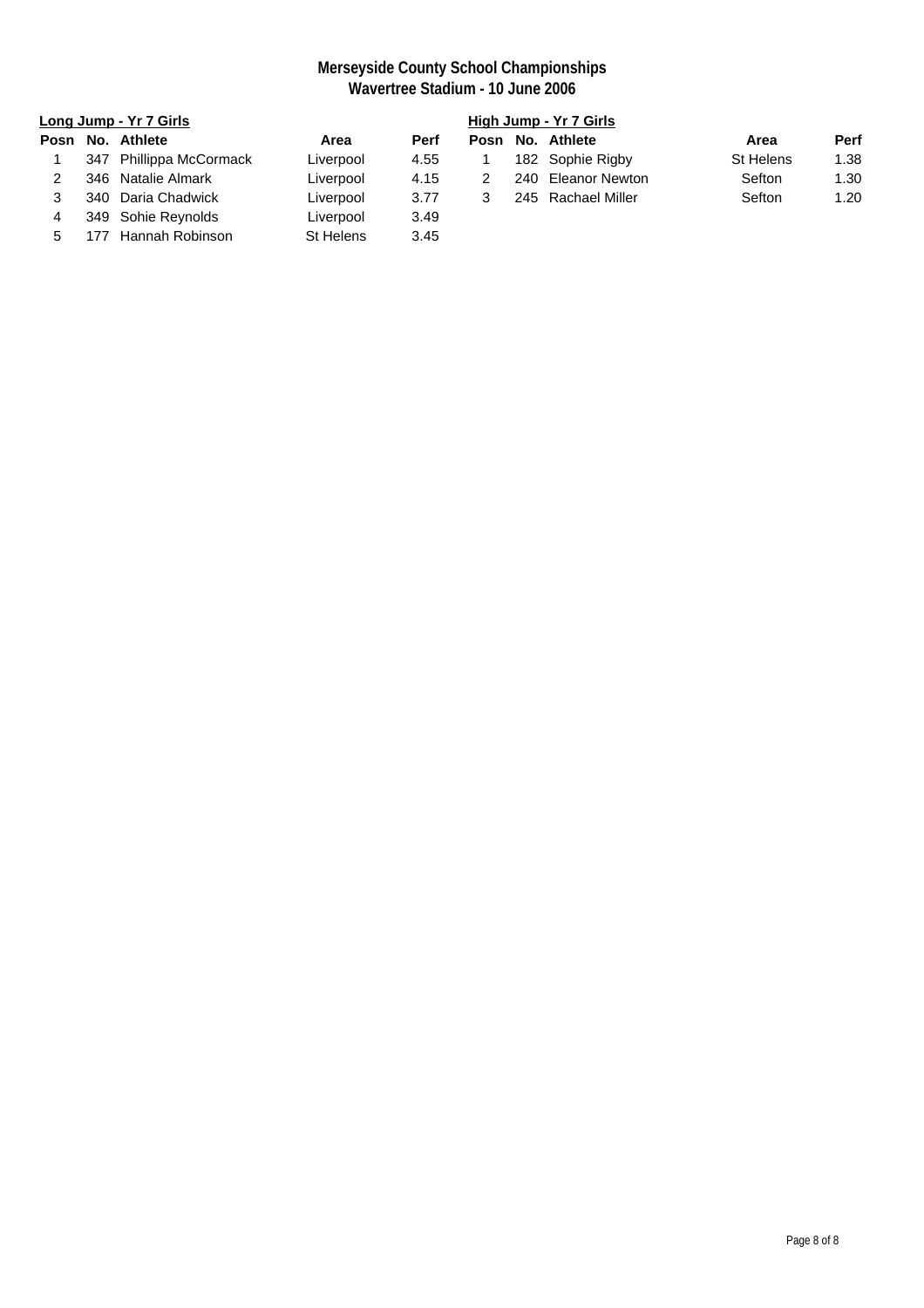# Merseyside County School Championships
## Wavertree Stadium - 10 June 2006

**Long Jump - Yr 7 Girls**

| Posn | No. | Athlete | Area | Perf |
|---|---|---|---|---|
| 1 | 347 | Phillippa McCormack | Liverpool | 4.55 |
| 2 | 346 | Natalie Almark | Liverpool | 4.15 |
| 3 | 340 | Daria Chadwick | Liverpool | 3.77 |
| 4 | 349 | Sohie Reynolds | Liverpool | 3.49 |
| 5 | 177 | Hannah Robinson | St Helens | 3.45 |

**High Jump - Yr 7 Girls**

| Posn | No. | Athlete | Area | Perf |
|---|---|---|---|---|
| 1 | 182 | Sophie Rigby | St Helens | 1.38 |
| 2 | 240 | Eleanor Newton | Sefton | 1.30 |
| 3 | 245 | Rachael Miller | Sefton | 1.20 |